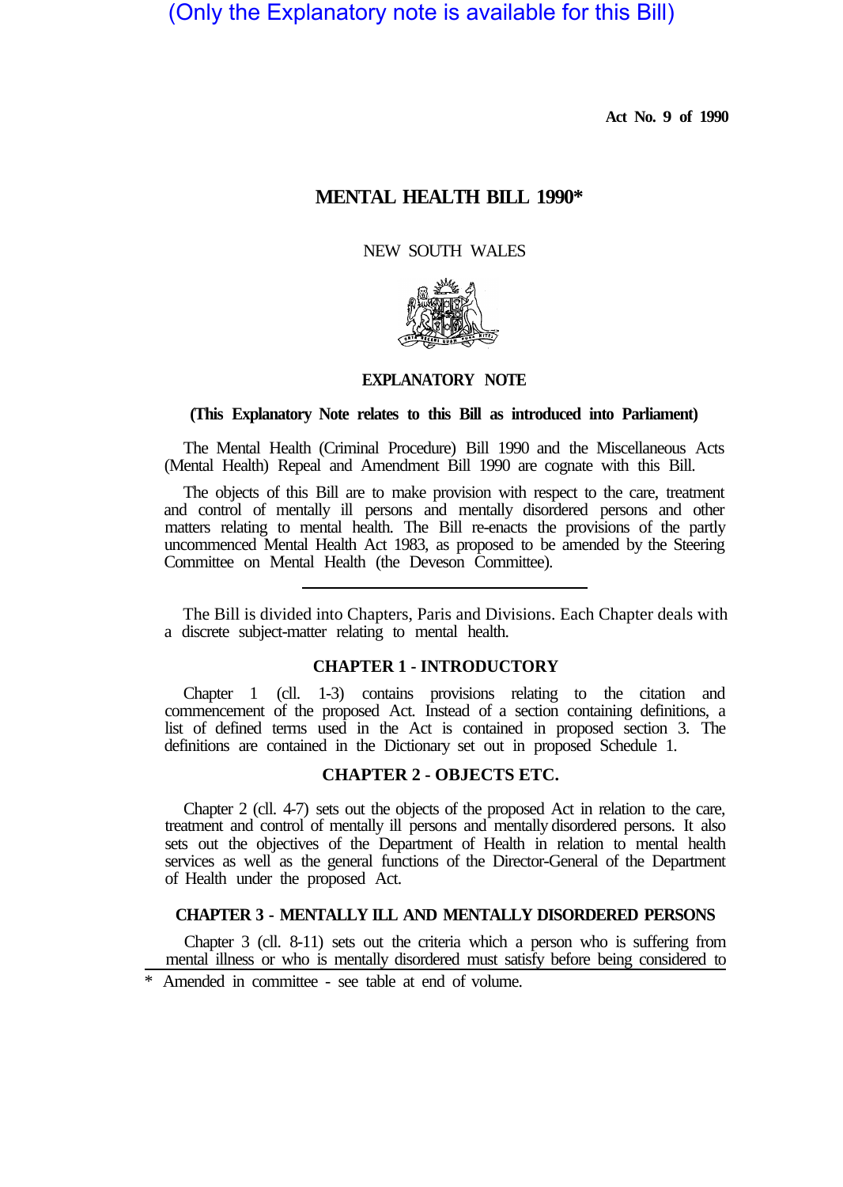(Only the Explanatory note is available for this Bill)

**Act No. 9 of 1990**

# MENTAL HEALTH BILL 1990*

NEW SOUTH WALES

## EXPLANATORY NOTE

**(This Explanatory Note relates to this Bill as introduced into Parliament)**

The Mental Health (Criminal Procedure) Bill 1990 and the Miscellaneous Acts (Mental Health) Repeal and Amendment Bill 1990 are cognate with this Bill.

The objects of this Bill are to make provision with respect to the care, treatment and control of mentally ill persons and mentally disordered persons and other matters relating to mental health. The Bill re-enacts the provisions of the partly uncommenced Mental Health Act 1983, as proposed to be amended by the Steering Committee on Mental Health (the Deveson Committee).

---

The Bill is divided into Chapters, Paris and Divisions. Each Chapter deals with a discrete subject-matter relating to mental health.

### CHAPTER 1 - INTRODUCTORY

Chapter 1 (cll. 1-3) contains provisions relating to the citation and commencement of the proposed Act. Instead of a section containing definitions, a list of defined terms used in the Act is contained in proposed section 3. The definitions are contained in the Dictionary set out in proposed Schedule 1.

### CHAPTER 2 - OBJECTS ETC.

Chapter 2 (cll. 4-7) sets out the objects of the proposed Act in relation to the care, treatment and control of mentally ill persons and mentally disordered persons. It also sets out the objectives of the Department of Health in relation to mental health services as well as the general functions of the Director-General of the Department of Health under the proposed Act.

### CHAPTER 3 - MENTALLY ILL AND MENTALLY DISORDERED PERSONS

Chapter 3 (cll. 8-11) sets out the criteria which a person who is suffering from mental illness or who is mentally disordered must satisfy before being considered to

\* Amended in committee - see table at end of volume.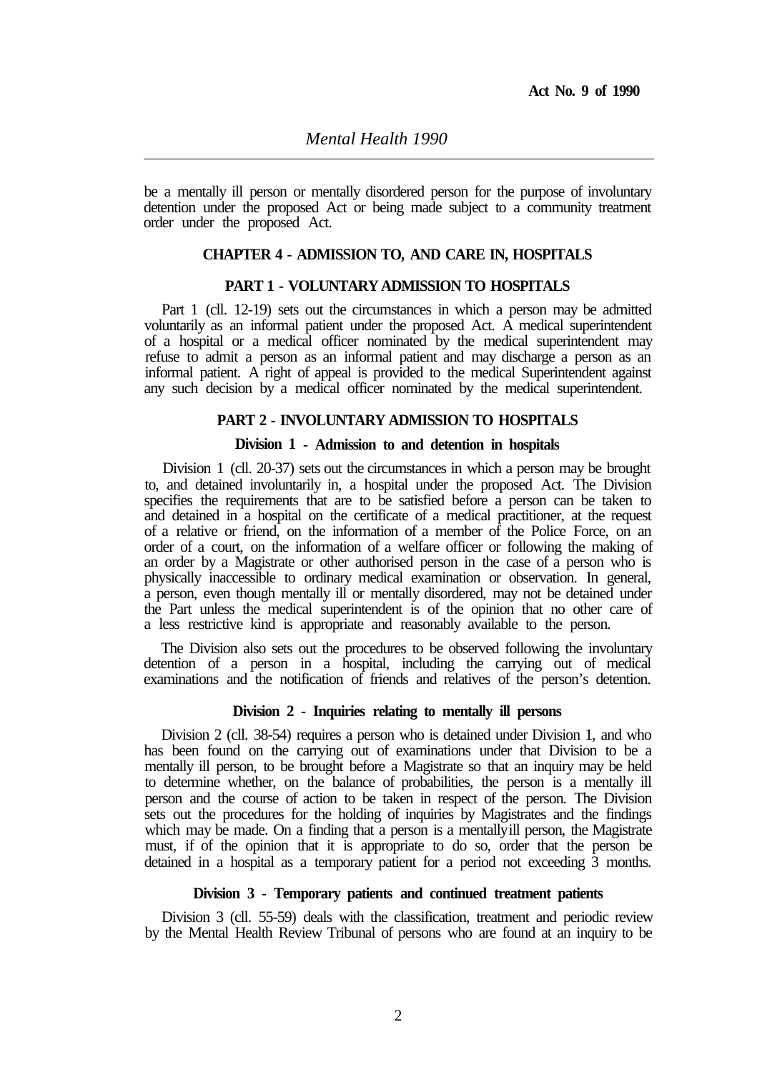be a mentally ill person or mentally disordered person for the purpose of involuntary detention under the proposed Act or being made subject to a community treatment order under the proposed Act.

## CHAPTER 4 - ADMISSION TO, AND CARE IN, HOSPITALS

### PART 1 - VOLUNTARY ADMISSION TO HOSPITALS

Part 1 (cll. 12-19) sets out the circumstances in which a person may be admitted voluntarily as an informal patient under the proposed Act. A medical superintendent of a hospital or a medical officer nominated by the medical superintendent may refuse to admit a person as an informal patient and may discharge a person as an informal patient. A right of appeal is provided to the medical Superintendent against any such decision by a medical officer nominated by the medical superintendent.

### PART 2 - INVOLUNTARY ADMISSION TO HOSPITALS

#### Division 1 - Admission to and detention in hospitals

Division 1 (cll. 20-37) sets out the circumstances in which a person may be brought to, and detained involuntarily in, a hospital under the proposed Act. The Division specifies the requirements that are to be satisfied before a person can be taken to and detained in a hospital on the certificate of a medical practitioner, at the request of a relative or friend, on the information of a member of the Police Force, on an order of a court, on the information of a welfare officer or following the making of an order by a Magistrate or other authorised person in the case of a person who is physically inaccessible to ordinary medical examination or observation. In general, a person, even though mentally ill or mentally disordered, may not be detained under the Part unless the medical superintendent is of the opinion that no other care of a less restrictive kind is appropriate and reasonably available to the person.

The Division also sets out the procedures to be observed following the involuntary detention of a person in a hospital, including the carrying out of medical examinations and the notification of friends and relatives of the person's detention.

#### Division 2 - Inquiries relating to mentally ill persons

Division 2 (cll. 38-54) requires a person who is detained under Division 1, and who has been found on the carrying out of examinations under that Division to be a mentally ill person, to be brought before a Magistrate so that an inquiry may be held to determine whether, on the balance of probabilities, the person is a mentally ill person and the course of action to be taken in respect of the person. The Division sets out the procedures for the holding of inquiries by Magistrates and the findings which may be made. On a finding that a person is a mentally ill person, the Magistrate must, if of the opinion that it is appropriate to do so, order that the person be detained in a hospital as a temporary patient for a period not exceeding 3 months.

#### Division 3 - Temporary patients and continued treatment patients

Division 3 (cll. 55-59) deals with the classification, treatment and periodic review by the Mental Health Review Tribunal of persons who are found at an inquiry to be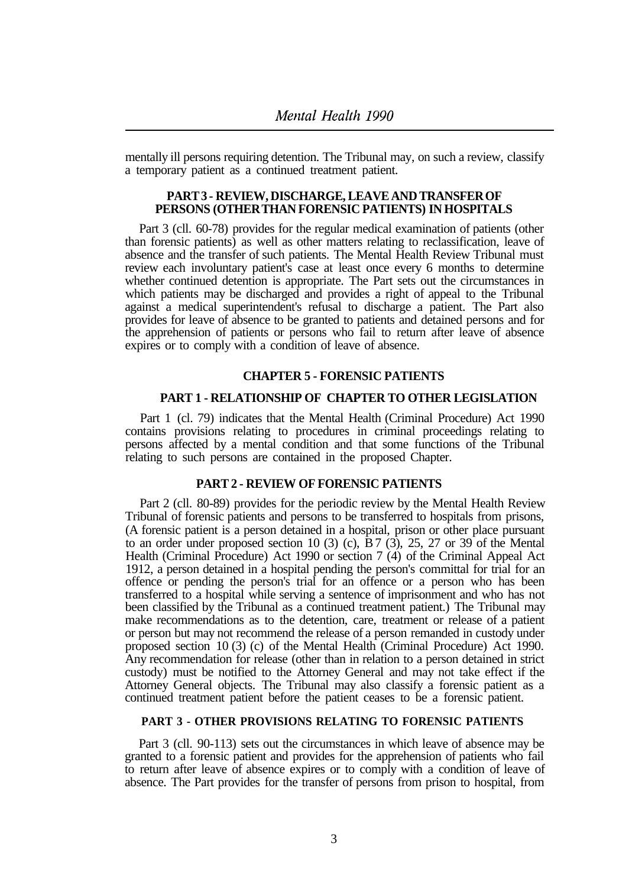mentally ill persons requiring detention. The Tribunal may, on such a review, classify a temporary patient as a continued treatment patient.

### PART 3 - REVIEW, DISCHARGE, LEAVE AND TRANSFER OF PERSONS (OTHER THAN FORENSIC PATIENTS) IN HOSPITALS

Part 3 (cll. 60-78) provides for the regular medical examination of patients (other than forensic patients) as well as other matters relating to reclassification, leave of absence and the transfer of such patients. The Mental Health Review Tribunal must review each involuntary patient's case at least once every 6 months to determine whether continued detention is appropriate. The Part sets out the circumstances in which patients may be discharged and provides a right of appeal to the Tribunal against a medical superintendent's refusal to discharge a patient. The Part also provides for leave of absence to be granted to patients and detained persons and for the apprehension of patients or persons who fail to return after leave of absence expires or to comply with a condition of leave of absence.

## CHAPTER 5 - FORENSIC PATIENTS

### PART 1 - RELATIONSHIP OF CHAPTER TO OTHER LEGISLATION

Part 1 (cl. 79) indicates that the Mental Health (Criminal Procedure) Act 1990 contains provisions relating to procedures in criminal proceedings relating to persons affected by a mental condition and that some functions of the Tribunal relating to such persons are contained in the proposed Chapter.

### PART 2 - REVIEW OF FORENSIC PATIENTS

Part 2 (cll. 80-89) provides for the periodic review by the Mental Health Review Tribunal of forensic patients and persons to be transferred to hospitals from prisons, (A forensic patient is a person detained in a hospital, prison or other place pursuant to an order under proposed section 10 (3) (c), B 7 (3), 25, 27 or 39 of the Mental Health (Criminal Procedure) Act 1990 or section 7 (4) of the Criminal Appeal Act 1912, a person detained in a hospital pending the person's committal for trial for an offence or pending the person's trial for an offence or a person who has been transferred to a hospital while serving a sentence of imprisonment and who has not been classified by the Tribunal as a continued treatment patient.) The Tribunal may make recommendations as to the detention, care, treatment or release of a patient or person but may not recommend the release of a person remanded in custody under proposed section 10 (3) (c) of the Mental Health (Criminal Procedure) Act 1990. Any recommendation for release (other than in relation to a person detained in strict custody) must be notified to the Attorney General and may not take effect if the Attorney General objects. The Tribunal may also classify a forensic patient as a continued treatment patient before the patient ceases to be a forensic patient.

### PART 3 - OTHER PROVISIONS RELATING TO FORENSIC PATIENTS

Part 3 (cll. 90-113) sets out the circumstances in which leave of absence may be granted to a forensic patient and provides for the apprehension of patients who fail to return after leave of absence expires or to comply with a condition of leave of absence. The Part provides for the transfer of persons from prison to hospital, from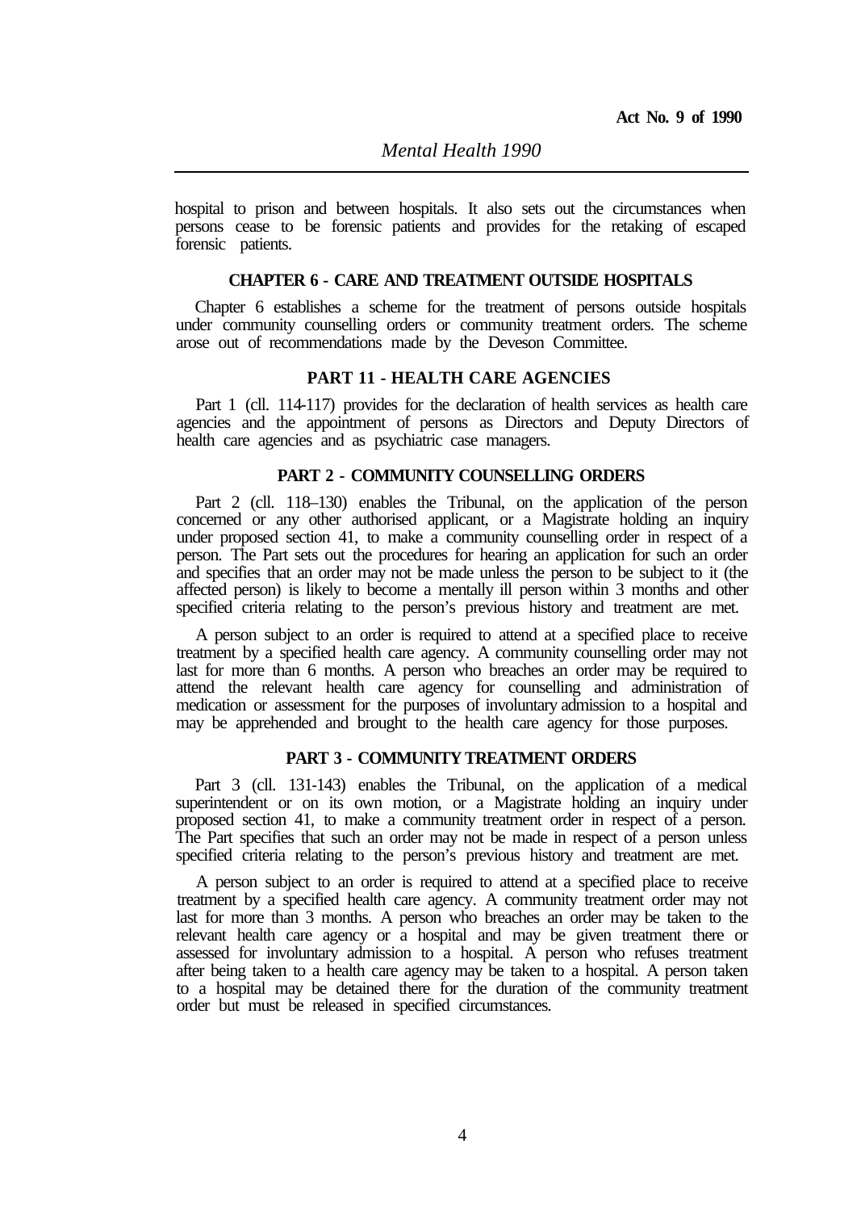hospital to prison and between hospitals. It also sets out the circumstances when persons cease to be forensic patients and provides for the retaking of escaped forensic patients.

### CHAPTER 6 - CARE AND TREATMENT OUTSIDE HOSPITALS

Chapter 6 establishes a scheme for the treatment of persons outside hospitals under community counselling orders or community treatment orders. The scheme arose out of recommendations made by the Deveson Committee.

### PART 11 - HEALTH CARE AGENCIES

Part 1 (cll. 114-117) provides for the declaration of health services as health care agencies and the appointment of persons as Directors and Deputy Directors of health care agencies and as psychiatric case managers.

### PART 2 - COMMUNITY COUNSELLING ORDERS

Part 2 (cll. 118–130) enables the Tribunal, on the application of the person concerned or any other authorised applicant, or a Magistrate holding an inquiry under proposed section 41, to make a community counselling order in respect of a person. The Part sets out the procedures for hearing an application for such an order and specifies that an order may not be made unless the person to be subject to it (the affected person) is likely to become a mentally ill person within 3 months and other specified criteria relating to the person's previous history and treatment are met.

A person subject to an order is required to attend at a specified place to receive treatment by a specified health care agency. A community counselling order may not last for more than 6 months. A person who breaches an order may be required to attend the relevant health care agency for counselling and administration of medication or assessment for the purposes of involuntary admission to a hospital and may be apprehended and brought to the health care agency for those purposes.

### PART 3 - COMMUNITY TREATMENT ORDERS

Part 3 (cll. 131-143) enables the Tribunal, on the application of a medical superintendent or on its own motion, or a Magistrate holding an inquiry under proposed section 41, to make a community treatment order in respect of a person. The Part specifies that such an order may not be made in respect of a person unless specified criteria relating to the person's previous history and treatment are met.

A person subject to an order is required to attend at a specified place to receive treatment by a specified health care agency. A community treatment order may not last for more than 3 months. A person who breaches an order may be taken to the relevant health care agency or a hospital and may be given treatment there or assessed for involuntary admission to a hospital. A person who refuses treatment after being taken to a health care agency may be taken to a hospital. A person taken to a hospital may be detained there for the duration of the community treatment order but must be released in specified circumstances.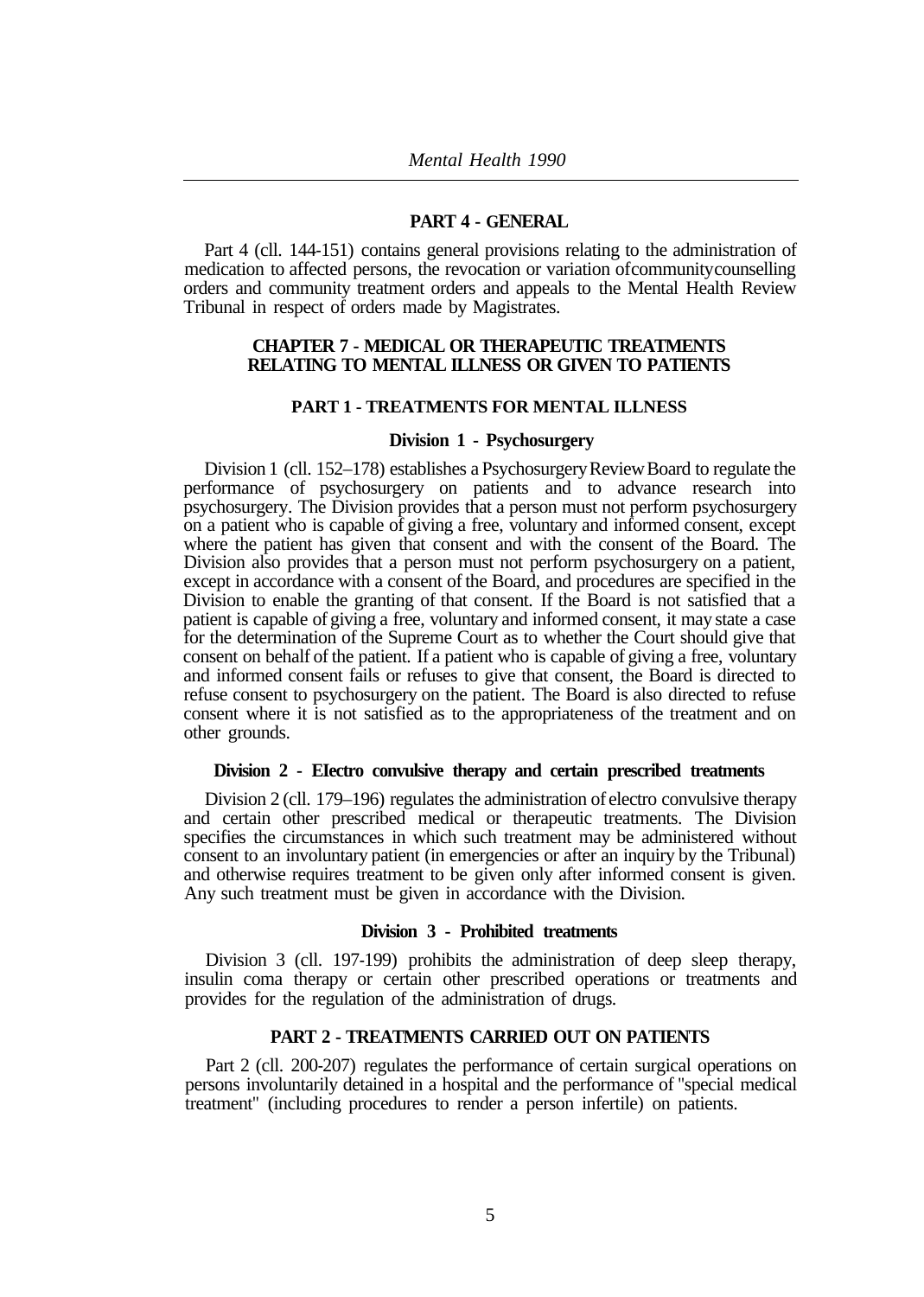## PART 4 - GENERAL

Part 4 (cll. 144-151) contains general provisions relating to the administration of medication to affected persons, the revocation or variation of community counselling orders and community treatment orders and appeals to the Mental Health Review Tribunal in respect of orders made by Magistrates.

## CHAPTER 7 - MEDICAL OR THERAPEUTIC TREATMENTS RELATING TO MENTAL ILLNESS OR GIVEN TO PATIENTS

## PART 1 - TREATMENTS FOR MENTAL ILLNESS

### Division 1 - Psychosurgery

Division 1 (cll. 152–178) establishes a Psychosurgery Review Board to regulate the performance of psychosurgery on patients and to advance research into psychosurgery. The Division provides that a person must not perform psychosurgery on a patient who is capable of giving a free, voluntary and informed consent, except where the patient has given that consent and with the consent of the Board. The Division also provides that a person must not perform psychosurgery on a patient, except in accordance with a consent of the Board, and procedures are specified in the Division to enable the granting of that consent. If the Board is not satisfied that a patient is capable of giving a free, voluntary and informed consent, it may state a case for the determination of the Supreme Court as to whether the Court should give that consent on behalf of the patient. If a patient who is capable of giving a free, voluntary and informed consent fails or refuses to give that consent, the Board is directed to refuse consent to psychosurgery on the patient. The Board is also directed to refuse consent where it is not satisfied as to the appropriateness of the treatment and on other grounds.

### Division 2 - Electro convulsive therapy and certain prescribed treatments

Division 2 (cll. 179–196) regulates the administration of electro convulsive therapy and certain other prescribed medical or therapeutic treatments. The Division specifies the circumstances in which such treatment may be administered without consent to an involuntary patient (in emergencies or after an inquiry by the Tribunal) and otherwise requires treatment to be given only after informed consent is given. Any such treatment must be given in accordance with the Division.

### Division 3 - Prohibited treatments

Division 3 (cll. 197-199) prohibits the administration of deep sleep therapy, insulin coma therapy or certain other prescribed operations or treatments and provides for the regulation of the administration of drugs.

## PART 2 - TREATMENTS CARRIED OUT ON PATIENTS

Part 2 (cll. 200-207) regulates the performance of certain surgical operations on persons involuntarily detained in a hospital and the performance of "special medical treatment" (including procedures to render a person infertile) on patients.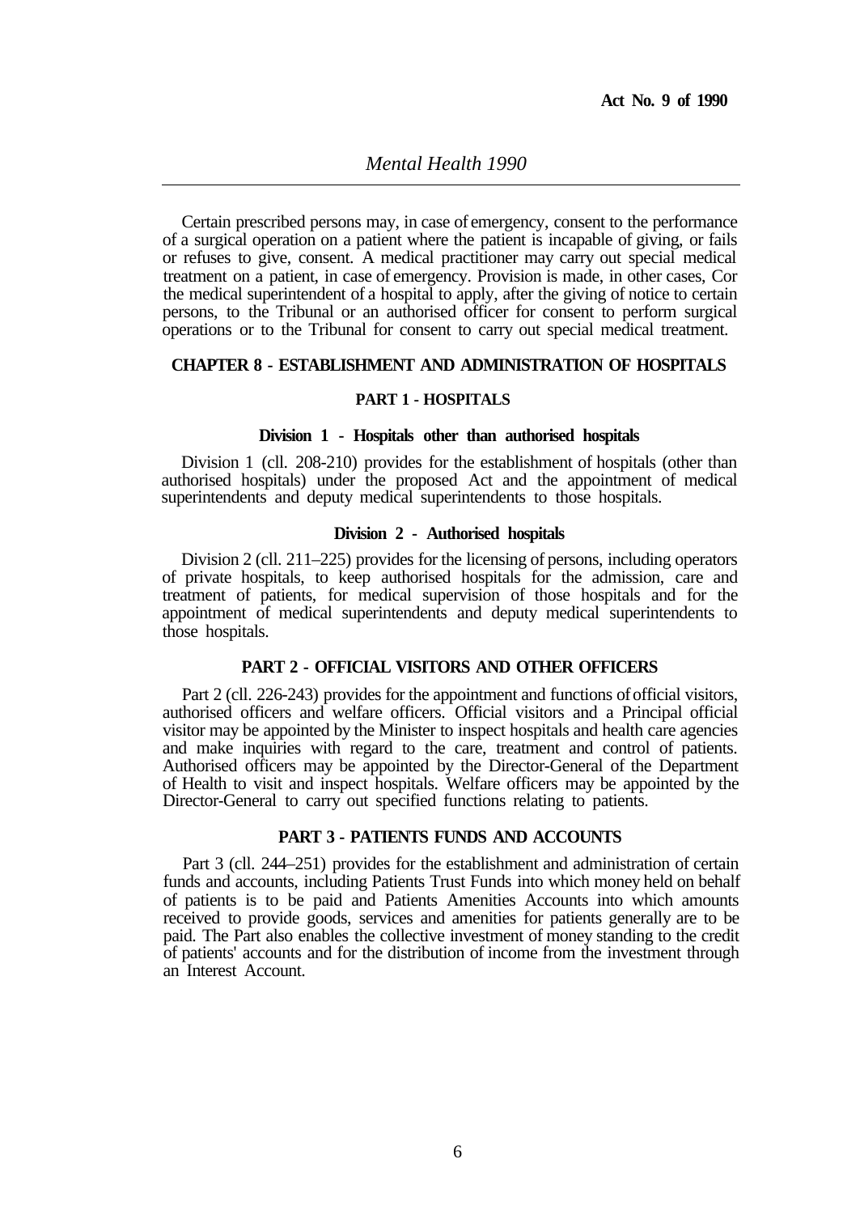Certain prescribed persons may, in case of emergency, consent to the performance of a surgical operation on a patient where the patient is incapable of giving, or fails or refuses to give, consent. A medical practitioner may carry out special medical treatment on a patient, in case of emergency. Provision is made, in other cases, Cor the medical superintendent of a hospital to apply, after the giving of notice to certain persons, to the Tribunal or an authorised officer for consent to perform surgical operations or to the Tribunal for consent to carry out special medical treatment.

## CHAPTER 8 - ESTABLISHMENT AND ADMINISTRATION OF HOSPITALS

### PART 1 - HOSPITALS

#### Division 1 - Hospitals other than authorised hospitals

Division 1 (cll. 208-210) provides for the establishment of hospitals (other than authorised hospitals) under the proposed Act and the appointment of medical superintendents and deputy medical superintendents to those hospitals.

#### Division 2 - Authorised hospitals

Division 2 (cll. 211–225) provides for the licensing of persons, including operators of private hospitals, to keep authorised hospitals for the admission, care and treatment of patients, for medical supervision of those hospitals and for the appointment of medical superintendents and deputy medical superintendents to those hospitals.

### PART 2 - OFFICIAL VISITORS AND OTHER OFFICERS

Part 2 (cll. 226-243) provides for the appointment and functions of official visitors, authorised officers and welfare officers. Official visitors and a Principal official visitor may be appointed by the Minister to inspect hospitals and health care agencies and make inquiries with regard to the care, treatment and control of patients. Authorised officers may be appointed by the Director-General of the Department of Health to visit and inspect hospitals. Welfare officers may be appointed by the Director-General to carry out specified functions relating to patients.

### PART 3 - PATIENTS FUNDS AND ACCOUNTS

Part 3 (cll. 244–251) provides for the establishment and administration of certain funds and accounts, including Patients Trust Funds into which money held on behalf of patients is to be paid and Patients Amenities Accounts into which amounts received to provide goods, services and amenities for patients generally are to be paid. The Part also enables the collective investment of money standing to the credit of patients' accounts and for the distribution of income from the investment through an Interest Account.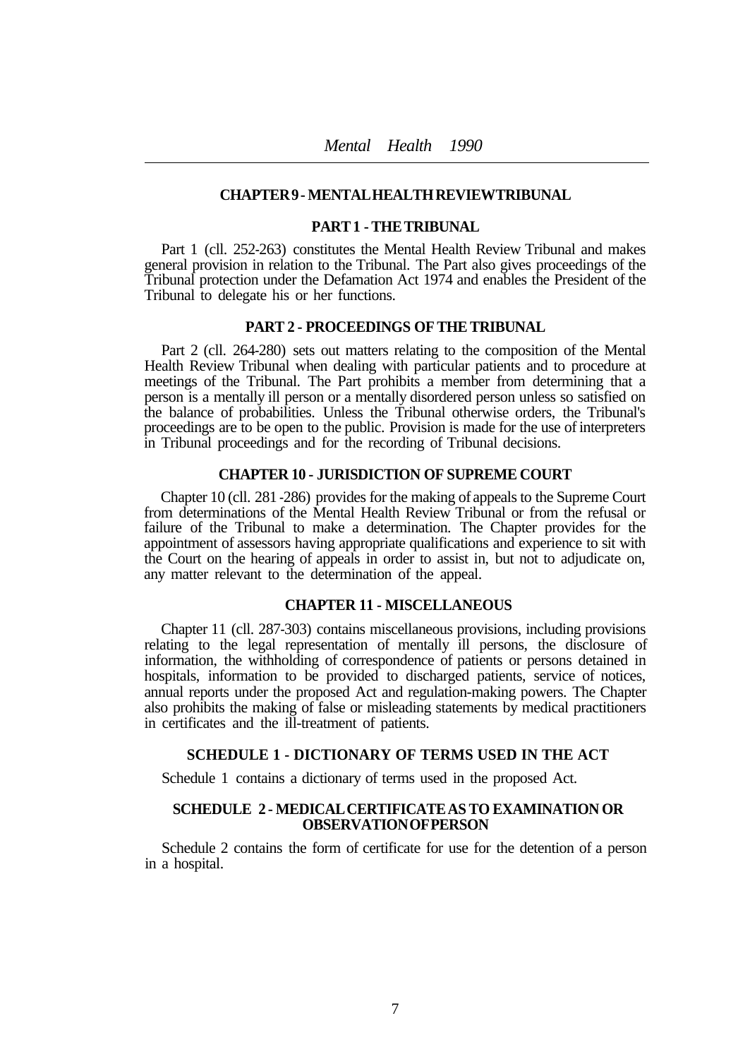## CHAPTER 9 - MENTAL HEALTH REVIEW TRIBUNAL

### PART 1 - THE TRIBUNAL

Part 1 (cll. 252-263) constitutes the Mental Health Review Tribunal and makes general provision in relation to the Tribunal. The Part also gives proceedings of the Tribunal protection under the Defamation Act 1974 and enables the President of the Tribunal to delegate his or her functions.

### PART 2 - PROCEEDINGS OF THE TRIBUNAL

Part 2 (cll. 264-280) sets out matters relating to the composition of the Mental Health Review Tribunal when dealing with particular patients and to procedure at meetings of the Tribunal. The Part prohibits a member from determining that a person is a mentally ill person or a mentally disordered person unless so satisfied on the balance of probabilities. Unless the Tribunal otherwise orders, the Tribunal's proceedings are to be open to the public. Provision is made for the use of interpreters in Tribunal proceedings and for the recording of Tribunal decisions.

## CHAPTER 10 - JURISDICTION OF SUPREME COURT

Chapter 10 (cll. 281-286) provides for the making of appeals to the Supreme Court from determinations of the Mental Health Review Tribunal or from the refusal or failure of the Tribunal to make a determination. The Chapter provides for the appointment of assessors having appropriate qualifications and experience to sit with the Court on the hearing of appeals in order to assist in, but not to adjudicate on, any matter relevant to the determination of the appeal.

## CHAPTER 11 - MISCELLANEOUS

Chapter 11 (cll. 287-303) contains miscellaneous provisions, including provisions relating to the legal representation of mentally ill persons, the disclosure of information, the withholding of correspondence of patients or persons detained in hospitals, information to be provided to discharged patients, service of notices, annual reports under the proposed Act and regulation-making powers. The Chapter also prohibits the making of false or misleading statements by medical practitioners in certificates and the ill-treatment of patients.

## SCHEDULE 1 - DICTIONARY OF TERMS USED IN THE ACT

Schedule 1 contains a dictionary of terms used in the proposed Act.

## SCHEDULE 2 - MEDICAL CERTIFICATE AS TO EXAMINATION OR OBSERVATION OF PERSON

Schedule 2 contains the form of certificate for use for the detention of a person in a hospital.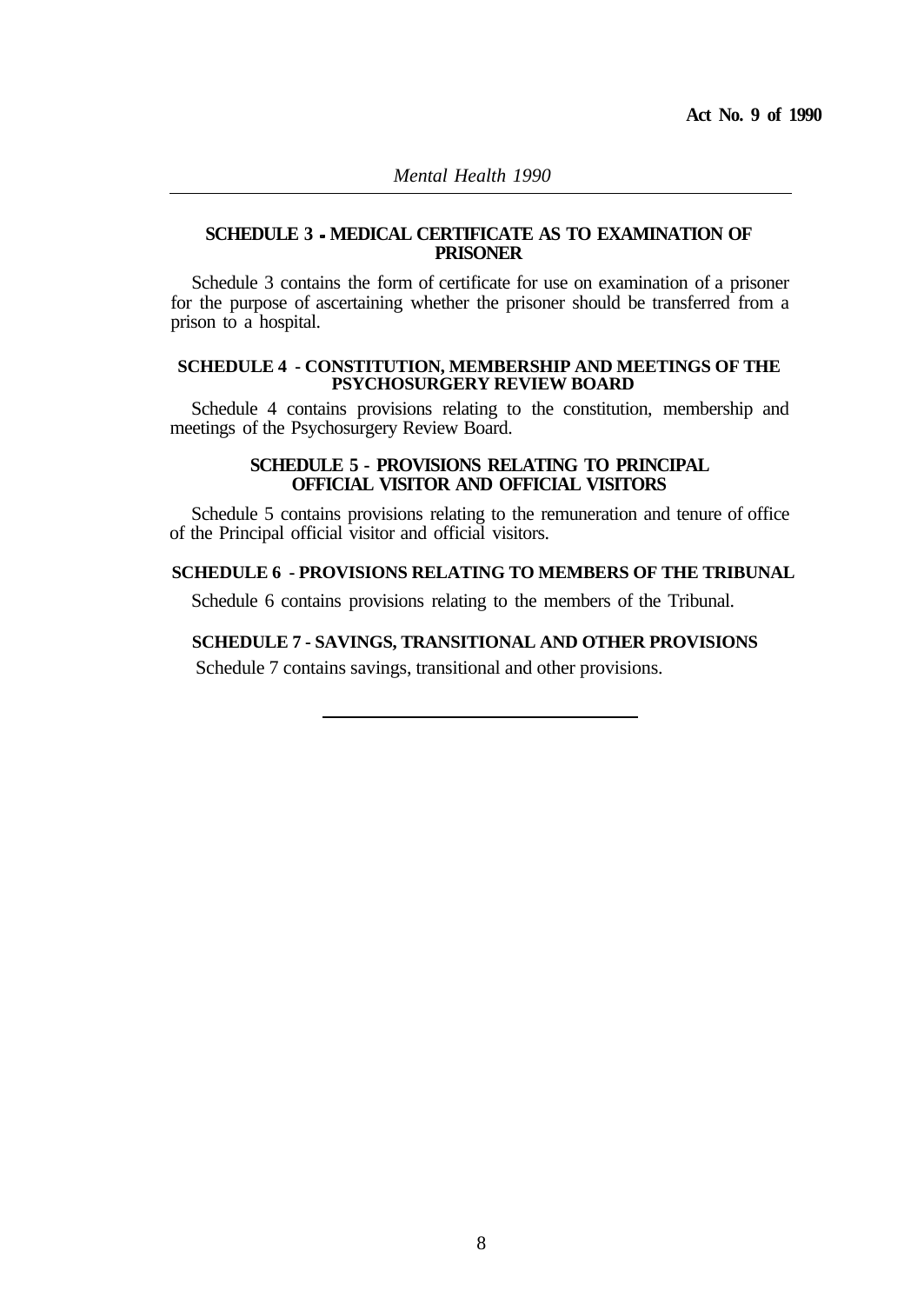## SCHEDULE 3 - MEDICAL CERTIFICATE AS TO EXAMINATION OF PRISONER

Schedule 3 contains the form of certificate for use on examination of a prisoner for the purpose of ascertaining whether the prisoner should be transferred from a prison to a hospital.

## SCHEDULE 4 - CONSTITUTION, MEMBERSHIP AND MEETINGS OF THE PSYCHOSURGERY REVIEW BOARD

Schedule 4 contains provisions relating to the constitution, membership and meetings of the Psychosurgery Review Board.

## SCHEDULE 5 - PROVISIONS RELATING TO PRINCIPAL OFFICIAL VISITOR AND OFFICIAL VISITORS

Schedule 5 contains provisions relating to the remuneration and tenure of office of the Principal official visitor and official visitors.

## SCHEDULE 6 - PROVISIONS RELATING TO MEMBERS OF THE TRIBUNAL

Schedule 6 contains provisions relating to the members of the Tribunal.

## SCHEDULE 7 - SAVINGS, TRANSITIONAL AND OTHER PROVISIONS

Schedule 7 contains savings, transitional and other provisions.